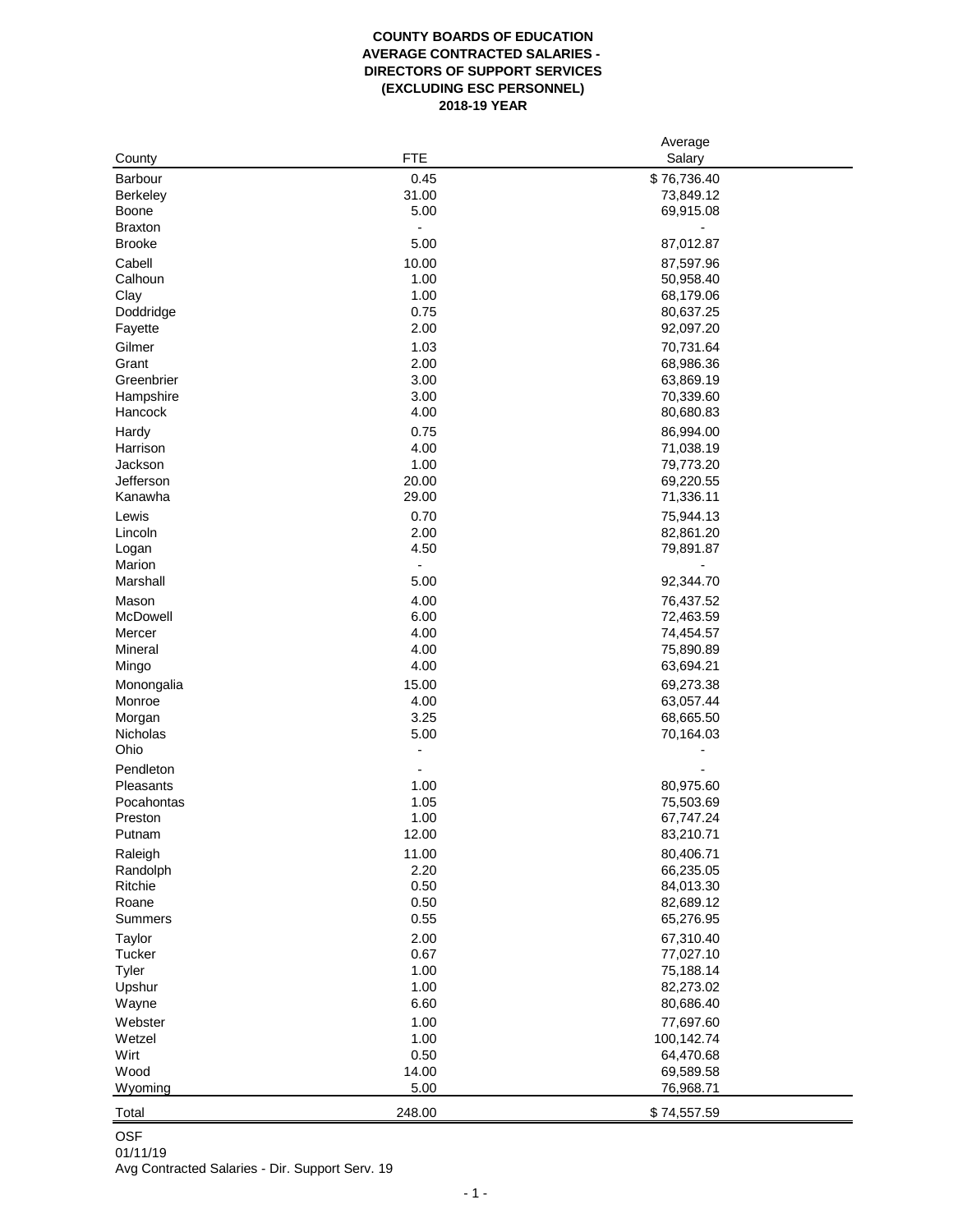**COUNTY BOARDS OF EDUCATION**
**AVERAGE CONTRACTED SALARIES -**
**DIRECTORS OF SUPPORT SERVICES**
**(EXCLUDING ESC PERSONNEL)**
**2018-19 YEAR**

| County | FTE | Average Salary |
|---|---|---|
| Barbour | 0.45 | $ 76,736.40 |
| Berkeley | 31.00 | 73,849.12 |
| Boone | 5.00 | 69,915.08 |
| Braxton | - | - |
| Brooke | 5.00 | 87,012.87 |
| Cabell | 10.00 | 87,597.96 |
| Calhoun | 1.00 | 50,958.40 |
| Clay | 1.00 | 68,179.06 |
| Doddridge | 0.75 | 80,637.25 |
| Fayette | 2.00 | 92,097.20 |
| Gilmer | 1.03 | 70,731.64 |
| Grant | 2.00 | 68,986.36 |
| Greenbrier | 3.00 | 63,869.19 |
| Hampshire | 3.00 | 70,339.60 |
| Hancock | 4.00 | 80,680.83 |
| Hardy | 0.75 | 86,994.00 |
| Harrison | 4.00 | 71,038.19 |
| Jackson | 1.00 | 79,773.20 |
| Jefferson | 20.00 | 69,220.55 |
| Kanawha | 29.00 | 71,336.11 |
| Lewis | 0.70 | 75,944.13 |
| Lincoln | 2.00 | 82,861.20 |
| Logan | 4.50 | 79,891.87 |
| Marion | - | - |
| Marshall | 5.00 | 92,344.70 |
| Mason | 4.00 | 76,437.52 |
| McDowell | 6.00 | 72,463.59 |
| Mercer | 4.00 | 74,454.57 |
| Mineral | 4.00 | 75,890.89 |
| Mingo | 4.00 | 63,694.21 |
| Monongalia | 15.00 | 69,273.38 |
| Monroe | 4.00 | 63,057.44 |
| Morgan | 3.25 | 68,665.50 |
| Nicholas | 5.00 | 70,164.03 |
| Ohio | - | - |
| Pendleton | - | - |
| Pleasants | 1.00 | 80,975.60 |
| Pocahontas | 1.05 | 75,503.69 |
| Preston | 1.00 | 67,747.24 |
| Putnam | 12.00 | 83,210.71 |
| Raleigh | 11.00 | 80,406.71 |
| Randolph | 2.20 | 66,235.05 |
| Ritchie | 0.50 | 84,013.30 |
| Roane | 0.50 | 82,689.12 |
| Summers | 0.55 | 65,276.95 |
| Taylor | 2.00 | 67,310.40 |
| Tucker | 0.67 | 77,027.10 |
| Tyler | 1.00 | 75,188.14 |
| Upshur | 1.00 | 82,273.02 |
| Wayne | 6.60 | 80,686.40 |
| Webster | 1.00 | 77,697.60 |
| Wetzel | 1.00 | 100,142.74 |
| Wirt | 0.50 | 64,470.68 |
| Wood | 14.00 | 69,589.58 |
| Wyoming | 5.00 | 76,968.71 |
| Total | 248.00 | $ 74,557.59 |

OSF
01/11/19
Avg Contracted Salaries - Dir. Support Serv. 19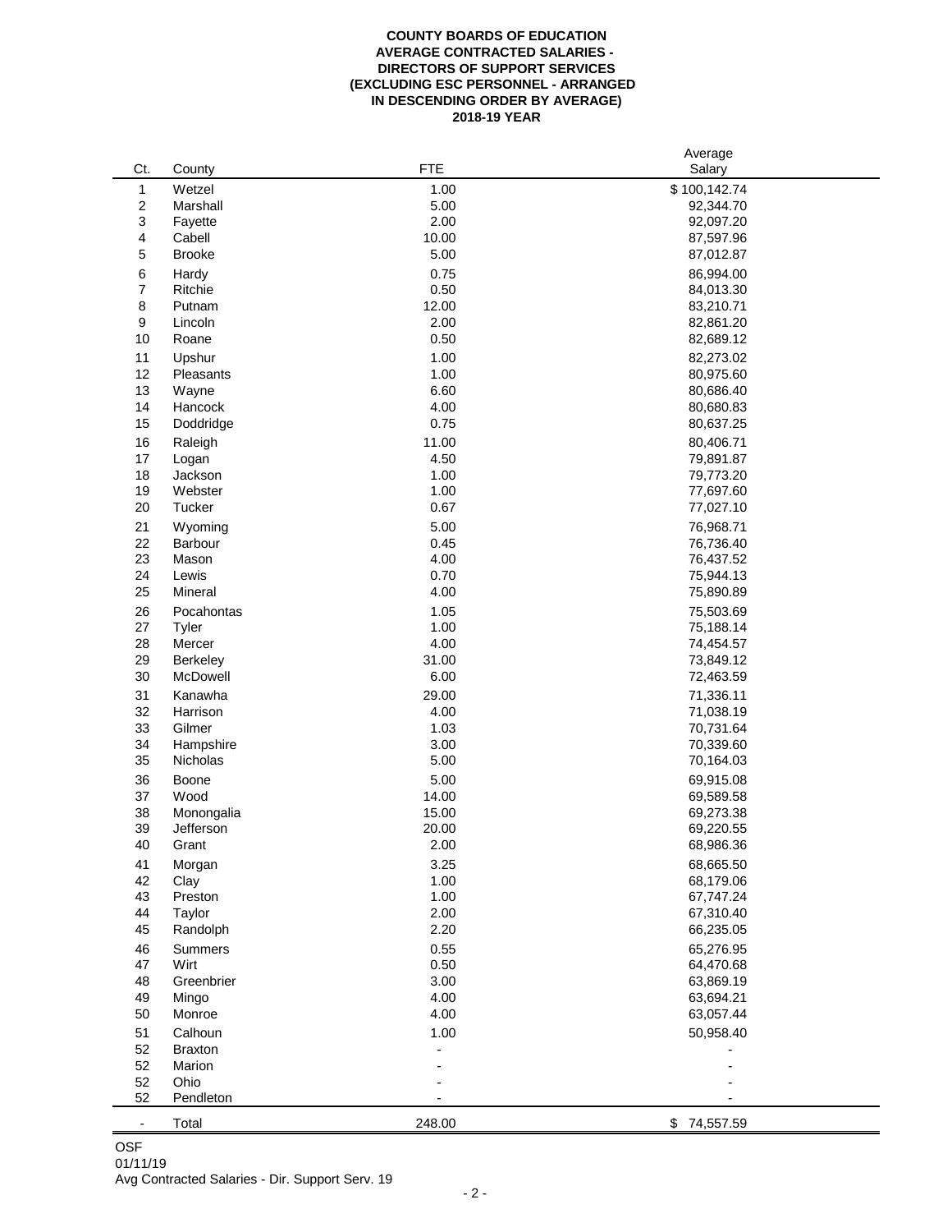**COUNTY BOARDS OF EDUCATION**
**AVERAGE CONTRACTED SALARIES -**
**DIRECTORS OF SUPPORT SERVICES**
**(EXCLUDING ESC PERSONNEL - ARRANGED**
**IN DESCENDING ORDER BY AVERAGE)**
**2018-19 YEAR**

| Ct. | County | FTE | Average Salary |
|---|---|---|---|
| 1 | Wetzel | 1.00 | $ 100,142.74 |
| 2 | Marshall | 5.00 | 92,344.70 |
| 3 | Fayette | 2.00 | 92,097.20 |
| 4 | Cabell | 10.00 | 87,597.96 |
| 5 | Brooke | 5.00 | 87,012.87 |
| 6 | Hardy | 0.75 | 86,994.00 |
| 7 | Ritchie | 0.50 | 84,013.30 |
| 8 | Putnam | 12.00 | 83,210.71 |
| 9 | Lincoln | 2.00 | 82,861.20 |
| 10 | Roane | 0.50 | 82,689.12 |
| 11 | Upshur | 1.00 | 82,273.02 |
| 12 | Pleasants | 1.00 | 80,975.60 |
| 13 | Wayne | 6.60 | 80,686.40 |
| 14 | Hancock | 4.00 | 80,680.83 |
| 15 | Doddridge | 0.75 | 80,637.25 |
| 16 | Raleigh | 11.00 | 80,406.71 |
| 17 | Logan | 4.50 | 79,891.87 |
| 18 | Jackson | 1.00 | 79,773.20 |
| 19 | Webster | 1.00 | 77,697.60 |
| 20 | Tucker | 0.67 | 77,027.10 |
| 21 | Wyoming | 5.00 | 76,968.71 |
| 22 | Barbour | 0.45 | 76,736.40 |
| 23 | Mason | 4.00 | 76,437.52 |
| 24 | Lewis | 0.70 | 75,944.13 |
| 25 | Mineral | 4.00 | 75,890.89 |
| 26 | Pocahontas | 1.05 | 75,503.69 |
| 27 | Tyler | 1.00 | 75,188.14 |
| 28 | Mercer | 4.00 | 74,454.57 |
| 29 | Berkeley | 31.00 | 73,849.12 |
| 30 | McDowell | 6.00 | 72,463.59 |
| 31 | Kanawha | 29.00 | 71,336.11 |
| 32 | Harrison | 4.00 | 71,038.19 |
| 33 | Gilmer | 1.03 | 70,731.64 |
| 34 | Hampshire | 3.00 | 70,339.60 |
| 35 | Nicholas | 5.00 | 70,164.03 |
| 36 | Boone | 5.00 | 69,915.08 |
| 37 | Wood | 14.00 | 69,589.58 |
| 38 | Monongalia | 15.00 | 69,273.38 |
| 39 | Jefferson | 20.00 | 69,220.55 |
| 40 | Grant | 2.00 | 68,986.36 |
| 41 | Morgan | 3.25 | 68,665.50 |
| 42 | Clay | 1.00 | 68,179.06 |
| 43 | Preston | 1.00 | 67,747.24 |
| 44 | Taylor | 2.00 | 67,310.40 |
| 45 | Randolph | 2.20 | 66,235.05 |
| 46 | Summers | 0.55 | 65,276.95 |
| 47 | Wirt | 0.50 | 64,470.68 |
| 48 | Greenbrier | 3.00 | 63,869.19 |
| 49 | Mingo | 4.00 | 63,694.21 |
| 50 | Monroe | 4.00 | 63,057.44 |
| 51 | Calhoun | 1.00 | 50,958.40 |
| 52 | Braxton | - | - |
| 52 | Marion | - | - |
| 52 | Ohio | - | - |
| 52 | Pendleton | - | - |
| - | Total | 248.00 | $ 74,557.59 |

OSF
01/11/19
Avg Contracted Salaries - Dir. Support Serv. 19